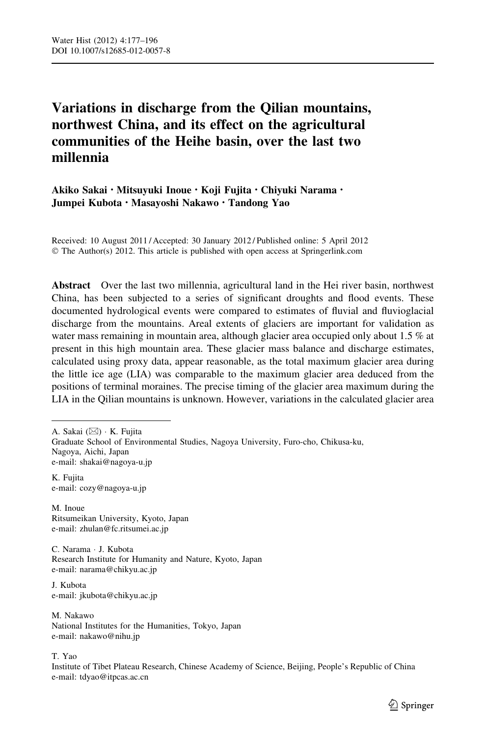# Variations in discharge from the Qilian mountains, northwest China, and its effect on the agricultural communities of the Heihe basin, over the last two millennia

**Akiko Sakai · Mitsuyuki Inoue · Koji Fujita · Chiyuki Narama · Jumpei Kubota · Masayoshi Nakawo · Tandong Yao**

Received: 10 August 2011 / Accepted: 30 January 2012 / Published online: 5 April 2012
© The Author(s) 2012. This article is published with open access at Springerlink.com

**Abstract** Over the last two millennia, agricultural land in the Hei river basin, northwest China, has been subjected to a series of significant droughts and flood events. These documented hydrological events were compared to estimates of fluvial and fluvioglacial discharge from the mountains. Areal extents of glaciers are important for validation as water mass remaining in mountain area, although glacier area occupied only about 1.5 % at present in this high mountain area. These glacier mass balance and discharge estimates, calculated using proxy data, appear reasonable, as the total maximum glacier area during the little ice age (LIA) was comparable to the maximum glacier area deduced from the positions of terminal moraines. The precise timing of the glacier area maximum during the LIA in the Qilian mountains is unknown. However, variations in the calculated glacier area

---

A. Sakai (✉) · K. Fujita
Graduate School of Environmental Studies, Nagoya University, Furo-cho, Chikusa-ku, Nagoya, Aichi, Japan
e-mail: shakai@nagoya-u.jp

K. Fujita
e-mail: cozy@nagoya-u.jp

M. Inoue
Ritsumeikan University, Kyoto, Japan
e-mail: zhulan@fc.ritsumei.ac.jp

C. Narama · J. Kubota
Research Institute for Humanity and Nature, Kyoto, Japan
e-mail: narama@chikyu.ac.jp

J. Kubota
e-mail: jkubota@chikyu.ac.jp

M. Nakawo
National Institutes for the Humanities, Tokyo, Japan
e-mail: nakawo@nihu.jp

T. Yao
Institute of Tibet Plateau Research, Chinese Academy of Science, Beijing, People's Republic of China
e-mail: tdyao@itpcas.ac.cn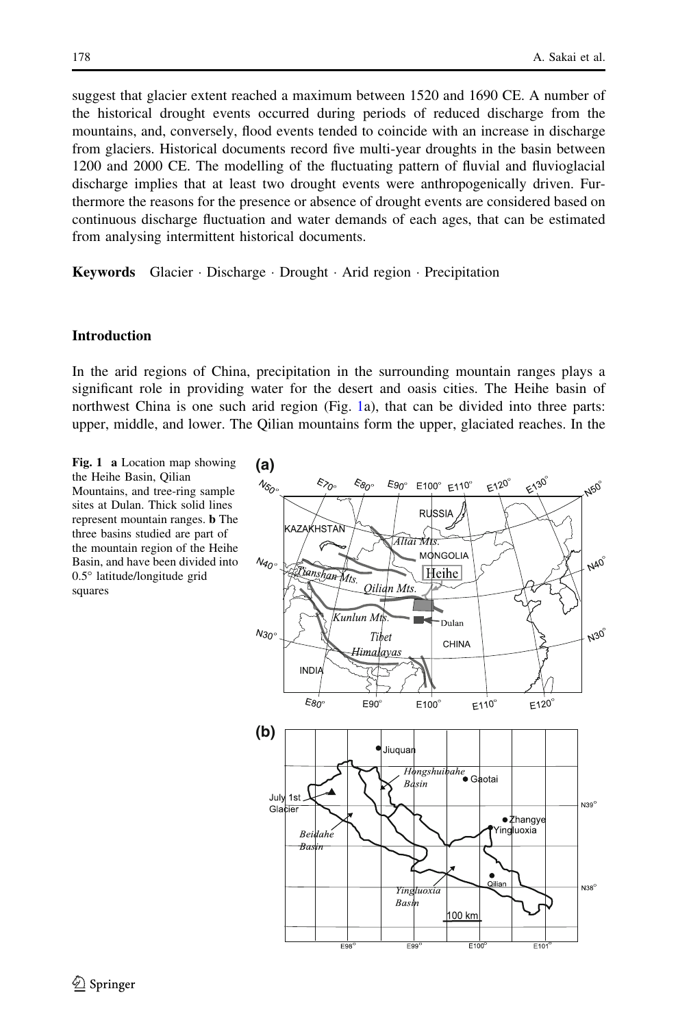suggest that glacier extent reached a maximum between 1520 and 1690 CE. A number of the historical drought events occurred during periods of reduced discharge from the mountains, and, conversely, flood events tended to coincide with an increase in discharge from glaciers. Historical documents record five multi-year droughts in the basin between 1200 and 2000 CE. The modelling of the fluctuating pattern of fluvial and fluvioglacial discharge implies that at least two drought events were anthropogenically driven. Furthermore the reasons for the presence or absence of drought events are considered based on continuous discharge fluctuation and water demands of each ages, that can be estimated from analysing intermittent historical documents.

**Keywords** Glacier · Discharge · Drought · Arid region · Precipitation

## Introduction

In the arid regions of China, precipitation in the surrounding mountain ranges plays a significant role in providing water for the desert and oasis cities. The Heihe basin of northwest China is one such arid region (Fig. 1a), that can be divided into three parts: upper, middle, and lower. The Qilian mountains form the upper, glaciated reaches. In the

**Fig. 1** **a** Location map showing the Heihe Basin, Qilian Mountains, and tree-ring sample sites at Dulan. Thick solid lines represent mountain ranges. **b** The three basins studied are part of the mountain region of the Heihe Basin, and have been divided into 0.5° latitude/longitude grid squares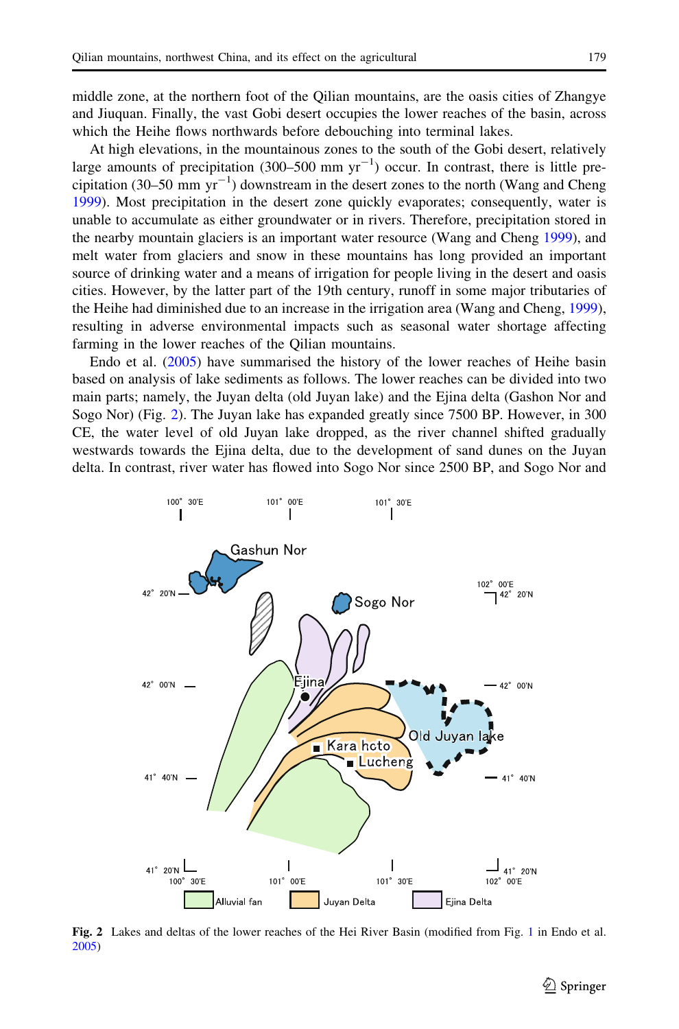middle zone, at the northern foot of the Qilian mountains, are the oasis cities of Zhangye and Jiuquan. Finally, the vast Gobi desert occupies the lower reaches of the basin, across which the Heihe flows northwards before debouching into terminal lakes.

At high elevations, in the mountainous zones to the south of the Gobi desert, relatively large amounts of precipitation (300–500 mm $yr^{-1}$) occur. In contrast, there is little precipitation (30–50 mm $yr^{-1}$) downstream in the desert zones to the north (Wang and Cheng 1999). Most precipitation in the desert zone quickly evaporates; consequently, water is unable to accumulate as either groundwater or in rivers. Therefore, precipitation stored in the nearby mountain glaciers is an important water resource (Wang and Cheng 1999), and melt water from glaciers and snow in these mountains has long provided an important source of drinking water and a means of irrigation for people living in the desert and oasis cities. However, by the latter part of the 19th century, runoff in some major tributaries of the Heihe had diminished due to an increase in the irrigation area (Wang and Cheng, 1999), resulting in adverse environmental impacts such as seasonal water shortage affecting farming in the lower reaches of the Qilian mountains.

Endo et al. (2005) have summarised the history of the lower reaches of Heihe basin based on analysis of lake sediments as follows. The lower reaches can be divided into two main parts; namely, the Juyan delta (old Juyan lake) and the Ejina delta (Gashon Nor and Sogo Nor) (Fig. 2). The Juyan lake has expanded greatly since 7500 BP. However, in 300 CE, the water level of old Juyan lake dropped, as the river channel shifted gradually westwards towards the Ejina delta, due to the development of sand dunes on the Juyan delta. In contrast, river water has flowed into Sogo Nor since 2500 BP, and Sogo Nor and

**Fig. 2** Lakes and deltas of the lower reaches of the Hei River Basin (modified from Fig. 1 in Endo et al. 2005)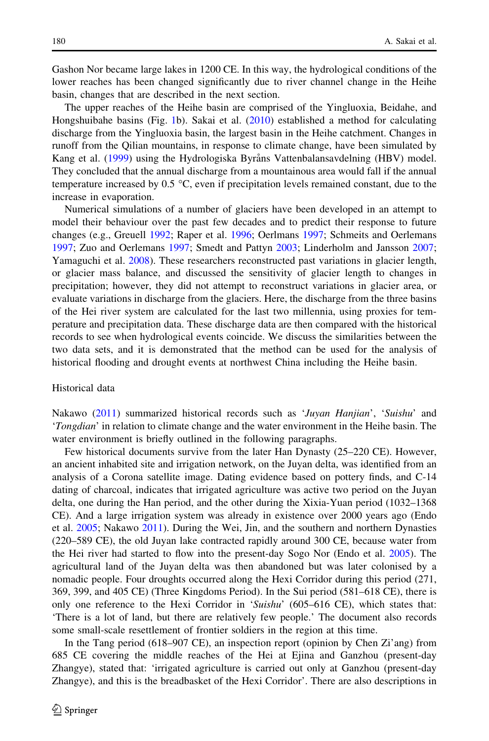Gashon Nor became large lakes in 1200 CE. In this way, the hydrological conditions of the lower reaches has been changed significantly due to river channel change in the Heihe basin, changes that are described in the next section.

The upper reaches of the Heihe basin are comprised of the Yingluoxia, Beidahe, and Hongshuibahe basins (Fig. 1b). Sakai et al. (2010) established a method for calculating discharge from the Yingluoxia basin, the largest basin in the Heihe catchment. Changes in runoff from the Qilian mountains, in response to climate change, have been simulated by Kang et al. (1999) using the Hydrologiska Byråns Vattenbalansavdelning (HBV) model. They concluded that the annual discharge from a mountainous area would fall if the annual temperature increased by 0.5 °C, even if precipitation levels remained constant, due to the increase in evaporation.

Numerical simulations of a number of glaciers have been developed in an attempt to model their behaviour over the past few decades and to predict their response to future changes (e.g., Greuell 1992; Raper et al. 1996; Oerlmans 1997; Schmeits and Oerlemans 1997; Zuo and Oerlemans 1997; Smedt and Pattyn 2003; Linderholm and Jansson 2007; Yamaguchi et al. 2008). These researchers reconstructed past variations in glacier length, or glacier mass balance, and discussed the sensitivity of glacier length to changes in precipitation; however, they did not attempt to reconstruct variations in glacier area, or evaluate variations in discharge from the glaciers. Here, the discharge from the three basins of the Hei river system are calculated for the last two millennia, using proxies for temperature and precipitation data. These discharge data are then compared with the historical records to see when hydrological events coincide. We discuss the similarities between the two data sets, and it is demonstrated that the method can be used for the analysis of historical flooding and drought events at northwest China including the Heihe basin.

## Historical data

Nakawo (2011) summarized historical records such as '*Juyan Hanjian*', '*Suishu*' and '*Tongdian*' in relation to climate change and the water environment in the Heihe basin. The water environment is briefly outlined in the following paragraphs.

Few historical documents survive from the later Han Dynasty (25–220 CE). However, an ancient inhabited site and irrigation network, on the Juyan delta, was identified from an analysis of a Corona satellite image. Dating evidence based on pottery finds, and C-14 dating of charcoal, indicates that irrigated agriculture was active two period on the Juyan delta, one during the Han period, and the other during the Xixia-Yuan period (1032–1368 CE). And a large irrigation system was already in existence over 2000 years ago (Endo et al. 2005; Nakawo 2011). During the Wei, Jin, and the southern and northern Dynasties (220–589 CE), the old Juyan lake contracted rapidly around 300 CE, because water from the Hei river had started to flow into the present-day Sogo Nor (Endo et al. 2005). The agricultural land of the Juyan delta was then abandoned but was later colonised by a nomadic people. Four droughts occurred along the Hexi Corridor during this period (271, 369, 399, and 405 CE) (Three Kingdoms Period). In the Sui period (581–618 CE), there is only one reference to the Hexi Corridor in '*Suishu*' (605–616 CE), which states that: 'There is a lot of land, but there are relatively few people.' The document also records some small-scale resettlement of frontier soldiers in the region at this time.

In the Tang period (618–907 CE), an inspection report (opinion by Chen Zi'ang) from 685 CE covering the middle reaches of the Hei at Ejina and Ganzhou (present-day Zhangye), stated that: 'irrigated agriculture is carried out only at Ganzhou (present-day Zhangye), and this is the breadbasket of the Hexi Corridor'. There are also descriptions in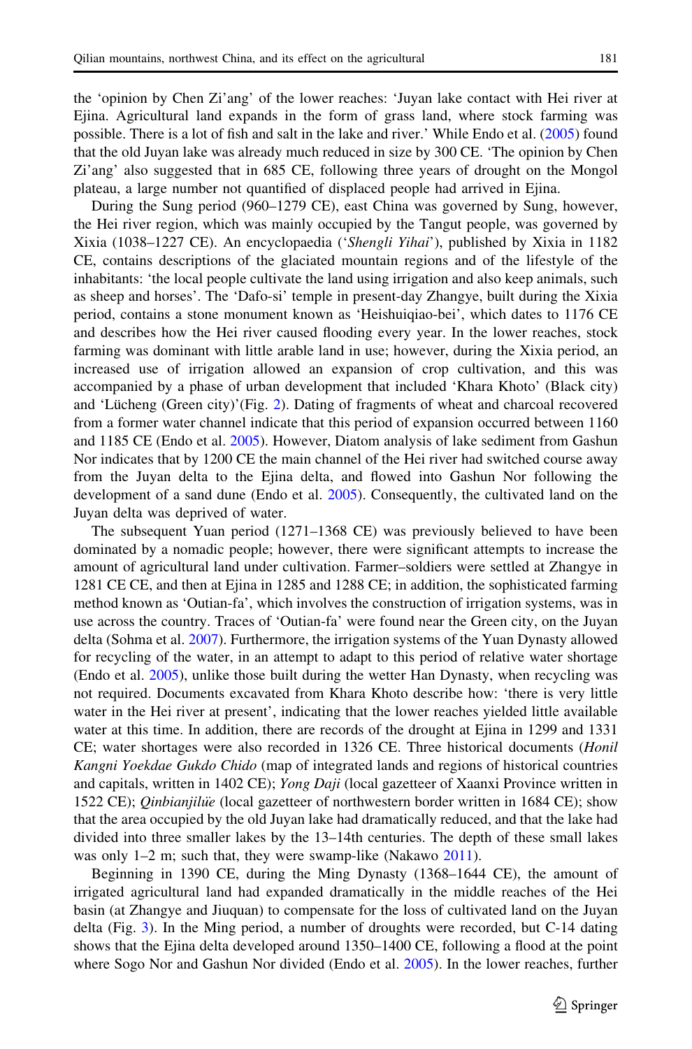the 'opinion by Chen Zi'ang' of the lower reaches: 'Juyan lake contact with Hei river at Ejina. Agricultural land expands in the form of grass land, where stock farming was possible. There is a lot of fish and salt in the lake and river.' While Endo et al. (2005) found that the old Juyan lake was already much reduced in size by 300 CE. 'The opinion by Chen Zi'ang' also suggested that in 685 CE, following three years of drought on the Mongol plateau, a large number not quantified of displaced people had arrived in Ejina.

During the Sung period (960–1279 CE), east China was governed by Sung, however, the Hei river region, which was mainly occupied by the Tangut people, was governed by Xixia (1038–1227 CE). An encyclopaedia ('*Shengli Yihai*'), published by Xixia in 1182 CE, contains descriptions of the glaciated mountain regions and of the lifestyle of the inhabitants: 'the local people cultivate the land using irrigation and also keep animals, such as sheep and horses'. The 'Dafo-si' temple in present-day Zhangye, built during the Xixia period, contains a stone monument known as 'Heishuiqiao-bei', which dates to 1176 CE and describes how the Hei river caused flooding every year. In the lower reaches, stock farming was dominant with little arable land in use; however, during the Xixia period, an increased use of irrigation allowed an expansion of crop cultivation, and this was accompanied by a phase of urban development that included 'Khara Khoto' (Black city) and 'Lücheng (Green city)'(Fig. 2). Dating of fragments of wheat and charcoal recovered from a former water channel indicate that this period of expansion occurred between 1160 and 1185 CE (Endo et al. 2005). However, Diatom analysis of lake sediment from Gashun Nor indicates that by 1200 CE the main channel of the Hei river had switched course away from the Juyan delta to the Ejina delta, and flowed into Gashun Nor following the development of a sand dune (Endo et al. 2005). Consequently, the cultivated land on the Juyan delta was deprived of water.

The subsequent Yuan period (1271–1368 CE) was previously believed to have been dominated by a nomadic people; however, there were significant attempts to increase the amount of agricultural land under cultivation. Farmer–soldiers were settled at Zhangye in 1281 CE CE, and then at Ejina in 1285 and 1288 CE; in addition, the sophisticated farming method known as 'Outian-fa', which involves the construction of irrigation systems, was in use across the country. Traces of 'Outian-fa' were found near the Green city, on the Juyan delta (Sohma et al. 2007). Furthermore, the irrigation systems of the Yuan Dynasty allowed for recycling of the water, in an attempt to adapt to this period of relative water shortage (Endo et al. 2005), unlike those built during the wetter Han Dynasty, when recycling was not required. Documents excavated from Khara Khoto describe how: 'there is very little water in the Hei river at present', indicating that the lower reaches yielded little available water at this time. In addition, there are records of the drought at Ejina in 1299 and 1331 CE; water shortages were also recorded in 1326 CE. Three historical documents (*Honil Kangni Yoekdae Gukdo Chido* (map of integrated lands and regions of historical countries and capitals, written in 1402 CE); *Yong Daji* (local gazetteer of Xaanxi Province written in 1522 CE); *Qinbianjilüe* (local gazetteer of northwestern border written in 1684 CE); show that the area occupied by the old Juyan lake had dramatically reduced, and that the lake had divided into three smaller lakes by the 13–14th centuries. The depth of these small lakes was only 1–2 m; such that, they were swamp-like (Nakawo 2011).

Beginning in 1390 CE, during the Ming Dynasty (1368–1644 CE), the amount of irrigated agricultural land had expanded dramatically in the middle reaches of the Hei basin (at Zhangye and Jiuquan) to compensate for the loss of cultivated land on the Juyan delta (Fig. 3). In the Ming period, a number of droughts were recorded, but C-14 dating shows that the Ejina delta developed around 1350–1400 CE, following a flood at the point where Sogo Nor and Gashun Nor divided (Endo et al. 2005). In the lower reaches, further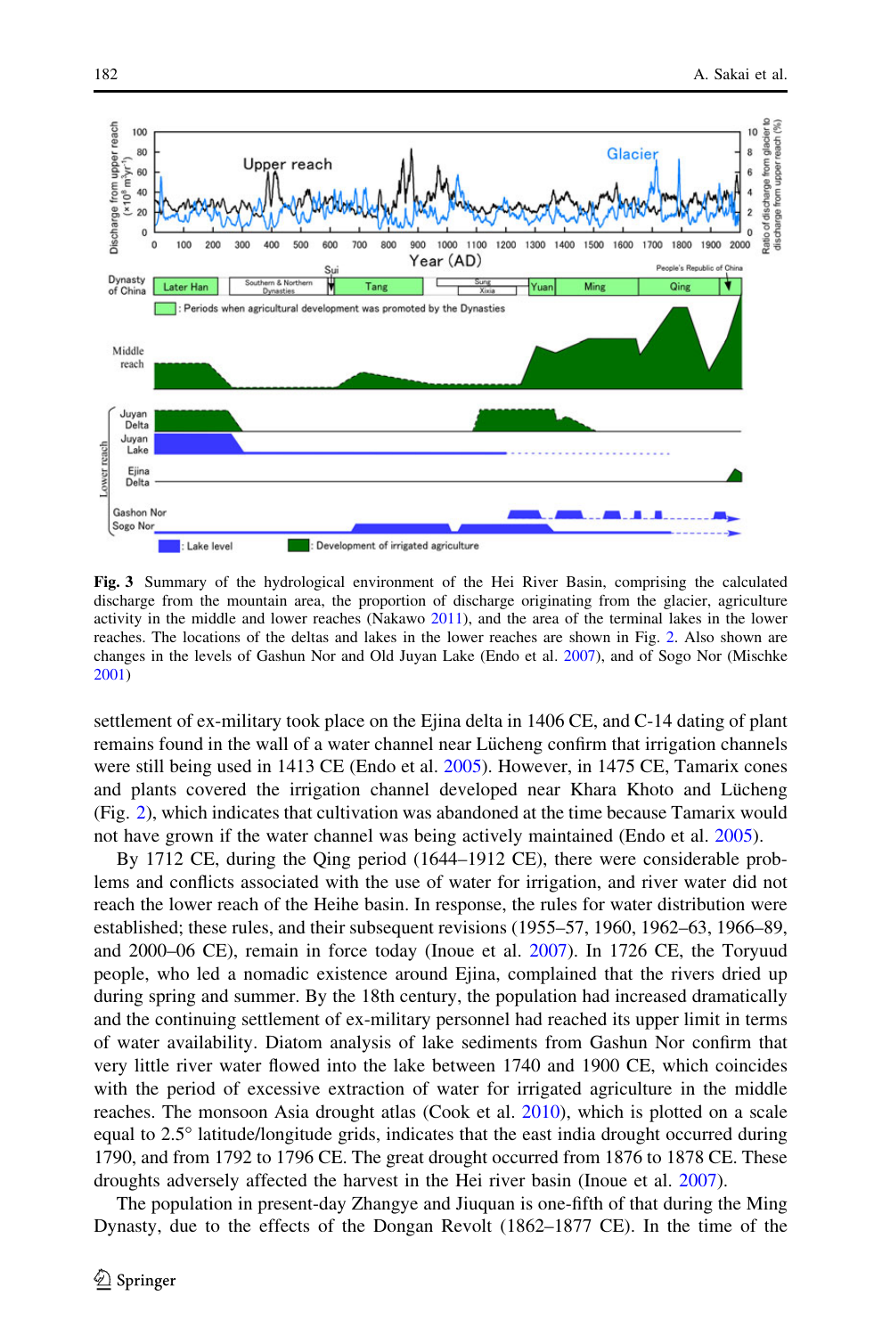**Fig. 3** Summary of the hydrological environment of the Hei River Basin, comprising the calculated discharge from the mountain area, the proportion of discharge originating from the glacier, agriculture activity in the middle and lower reaches (Nakawo 2011), and the area of the terminal lakes in the lower reaches. The locations of the deltas and lakes in the lower reaches are shown in Fig. 2. Also shown are changes in the levels of Gashun Nor and Old Juyan Lake (Endo et al. 2007), and of Sogo Nor (Mischke 2001)

settlement of ex-military took place on the Ejina delta in 1406 CE, and C-14 dating of plant remains found in the wall of a water channel near Lücheng confirm that irrigation channels were still being used in 1413 CE (Endo et al. 2005). However, in 1475 CE, Tamarix cones and plants covered the irrigation channel developed near Khara Khoto and Lücheng (Fig. 2), which indicates that cultivation was abandoned at the time because Tamarix would not have grown if the water channel was being actively maintained (Endo et al. 2005).

By 1712 CE, during the Qing period (1644–1912 CE), there were considerable problems and conflicts associated with the use of water for irrigation, and river water did not reach the lower reach of the Heihe basin. In response, the rules for water distribution were established; these rules, and their subsequent revisions (1955–57, 1960, 1962–63, 1966–89, and 2000–06 CE), remain in force today (Inoue et al. 2007). In 1726 CE, the Toryuud people, who led a nomadic existence around Ejina, complained that the rivers dried up during spring and summer. By the 18th century, the population had increased dramatically and the continuing settlement of ex-military personnel had reached its upper limit in terms of water availability. Diatom analysis of lake sediments from Gashun Nor confirm that very little river water flowed into the lake between 1740 and 1900 CE, which coincides with the period of excessive extraction of water for irrigated agriculture in the middle reaches. The monsoon Asia drought atlas (Cook et al. 2010), which is plotted on a scale equal to 2.5° latitude/longitude grids, indicates that the east india drought occurred during 1790, and from 1792 to 1796 CE. The great drought occurred from 1876 to 1878 CE. These droughts adversely affected the harvest in the Hei river basin (Inoue et al. 2007).

The population in present-day Zhangye and Jiuquan is one-fifth of that during the Ming Dynasty, due to the effects of the Dongan Revolt (1862–1877 CE). In the time of the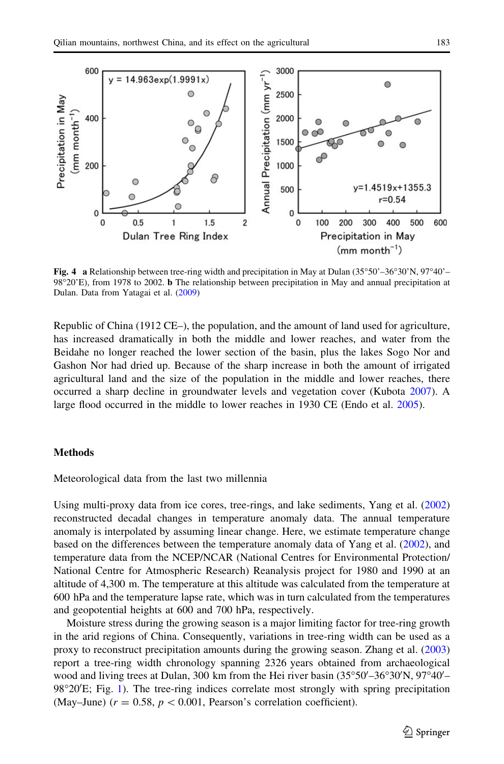**Fig. 4** **a** Relationship between tree-ring width and precipitation in May at Dulan (35°50'–36°30'N, 97°40'–98°20'E), from 1978 to 2002. **b** The relationship between precipitation in May and annual precipitation at Dulan. Data from Yatagai et al. (2009)

Republic of China (1912 CE–), the population, and the amount of land used for agriculture, has increased dramatically in both the middle and lower reaches, and water from the Beidahe no longer reached the lower section of the basin, plus the lakes Sogo Nor and Gashon Nor had dried up. Because of the sharp increase in both the amount of irrigated agricultural land and the size of the population in the middle and lower reaches, there occurred a sharp decline in groundwater levels and vegetation cover (Kubota 2007). A large flood occurred in the middle to lower reaches in 1930 CE (Endo et al. 2005).

## Methods

### Meteorological data from the last two millennia

Using multi-proxy data from ice cores, tree-rings, and lake sediments, Yang et al. (2002) reconstructed decadal changes in temperature anomaly data. The annual temperature anomaly is interpolated by assuming linear change. Here, we estimate temperature change based on the differences between the temperature anomaly data of Yang et al. (2002), and temperature data from the NCEP/NCAR (National Centres for Environmental Protection/National Centre for Atmospheric Research) Reanalysis project for 1980 and 1990 at an altitude of 4,300 m. The temperature at this altitude was calculated from the temperature at 600 hPa and the temperature lapse rate, which was in turn calculated from the temperatures and geopotential heights at 600 and 700 hPa, respectively.

Moisture stress during the growing season is a major limiting factor for tree-ring growth in the arid regions of China. Consequently, variations in tree-ring width can be used as a proxy to reconstruct precipitation amounts during the growing season. Zhang et al. (2003) report a tree-ring width chronology spanning 2326 years obtained from archaeological wood and living trees at Dulan, 300 km from the Hei river basin (35°50′–36°30′N, 97°40′–98°20′E; Fig. 1). The tree-ring indices correlate most strongly with spring precipitation (May–June) ($r = 0.58$, $p < 0.001$, Pearson's correlation coefficient).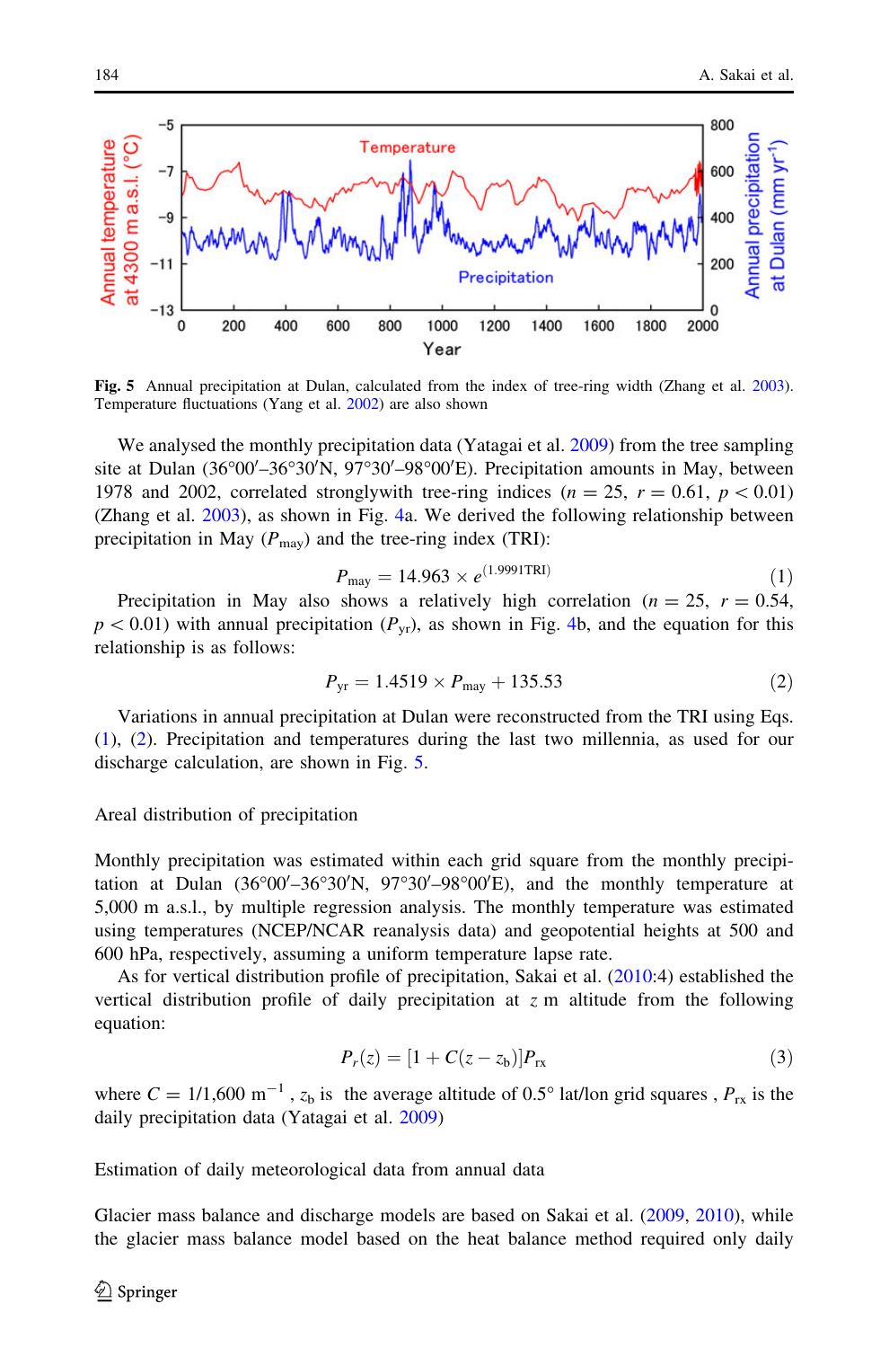Fig. 5 Annual precipitation at Dulan, calculated from the index of tree-ring width (Zhang et al. 2003). Temperature fluctuations (Yang et al. 2002) are also shown

We analysed the monthly precipitation data (Yatagai et al. 2009) from the tree sampling site at Dulan (36°00′–36°30′N, 97°30′–98°00′E). Precipitation amounts in May, between 1978 and 2002, correlated stronglywith tree-ring indices ($n = 25$, $r = 0.61$, $p < 0.01$) (Zhang et al. 2003), as shown in Fig. 4a. We derived the following relationship between precipitation in May ($P_{\text{may}}$) and the tree-ring index (TRI):

$$P_{\text{may}} = 14.963 \times e^{(1.9991\text{TRI})} \tag{1}$$

Precipitation in May also shows a relatively high correlation ($n = 25$, $r = 0.54$, $p < 0.01$) with annual precipitation ($P_{\text{yr}}$), as shown in Fig. 4b, and the equation for this relationship is as follows:

$$P_{\text{yr}} = 1.4519 \times P_{\text{may}} + 135.53 \tag{2}$$

Variations in annual precipitation at Dulan were reconstructed from the TRI using Eqs. (1), (2). Precipitation and temperatures during the last two millennia, as used for our discharge calculation, are shown in Fig. 5.

## Areal distribution of precipitation

Monthly precipitation was estimated within each grid square from the monthly precipitation at Dulan (36°00′–36°30′N, 97°30′–98°00′E), and the monthly temperature at 5,000 m a.s.l., by multiple regression analysis. The monthly temperature was estimated using temperatures (NCEP/NCAR reanalysis data) and geopotential heights at 500 and 600 hPa, respectively, assuming a uniform temperature lapse rate.

As for vertical distribution profile of precipitation, Sakai et al. (2010:4) established the vertical distribution profile of daily precipitation at $z$ m altitude from the following equation:

$$P_r(z) = [1 + C(z - z_b)]P_{rx} \tag{3}$$

where $C = 1/1{,}600\ \text{m}^{-1}$ , $z_b$ is the average altitude of 0.5° lat/lon grid squares , $P_{rx}$ is the daily precipitation data (Yatagai et al. 2009)

## Estimation of daily meteorological data from annual data

Glacier mass balance and discharge models are based on Sakai et al. (2009, 2010), while the glacier mass balance model based on the heat balance method required only daily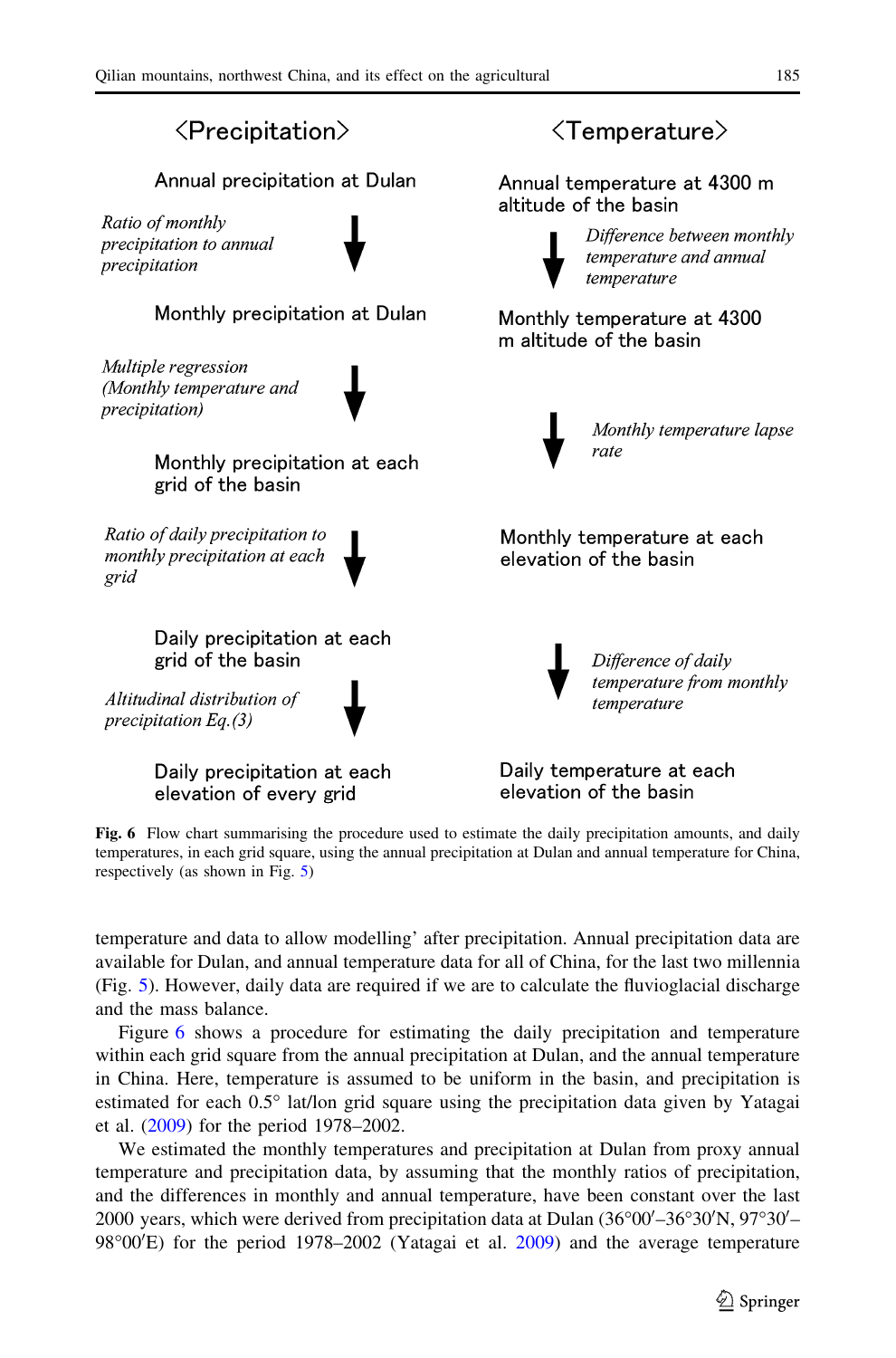**⟨Precipitation⟩**

Annual precipitation at Dulan

↓ *Ratio of monthly precipitation to annual precipitation*

Monthly precipitation at Dulan

↓ *Multiple regression (Monthly temperature and precipitation)*

Monthly precipitation at each grid of the basin

↓ *Ratio of daily precipitation to monthly precipitation at each grid*

Daily precipitation at each grid of the basin

↓ *Altitudinal distribution of precipitation Eq.(3)*

Daily precipitation at each elevation of every grid

**⟨Temperature⟩**

Annual temperature at 4300 m altitude of the basin

↓ *Difference between monthly temperature and annual temperature*

Monthly temperature at 4300 m altitude of the basin

↓ *Monthly temperature lapse rate*

Monthly temperature at each elevation of the basin

↓ *Difference of daily temperature from monthly temperature*

Daily temperature at each elevation of the basin

**Fig. 6** Flow chart summarising the procedure used to estimate the daily precipitation amounts, and daily temperatures, in each grid square, using the annual precipitation at Dulan and annual temperature for China, respectively (as shown in Fig. 5)

temperature and data to allow modelling' after precipitation. Annual precipitation data are available for Dulan, and annual temperature data for all of China, for the last two millennia (Fig. 5). However, daily data are required if we are to calculate the fluvioglacial discharge and the mass balance.

Figure 6 shows a procedure for estimating the daily precipitation and temperature within each grid square from the annual precipitation at Dulan, and the annual temperature in China. Here, temperature is assumed to be uniform in the basin, and precipitation is estimated for each 0.5° lat/lon grid square using the precipitation data given by Yatagai et al. (2009) for the period 1978–2002.

We estimated the monthly temperatures and precipitation at Dulan from proxy annual temperature and precipitation data, by assuming that the monthly ratios of precipitation, and the differences in monthly and annual temperature, have been constant over the last 2000 years, which were derived from precipitation data at Dulan (36°00′–36°30′N, 97°30′–98°00′E) for the period 1978–2002 (Yatagai et al. 2009) and the average temperature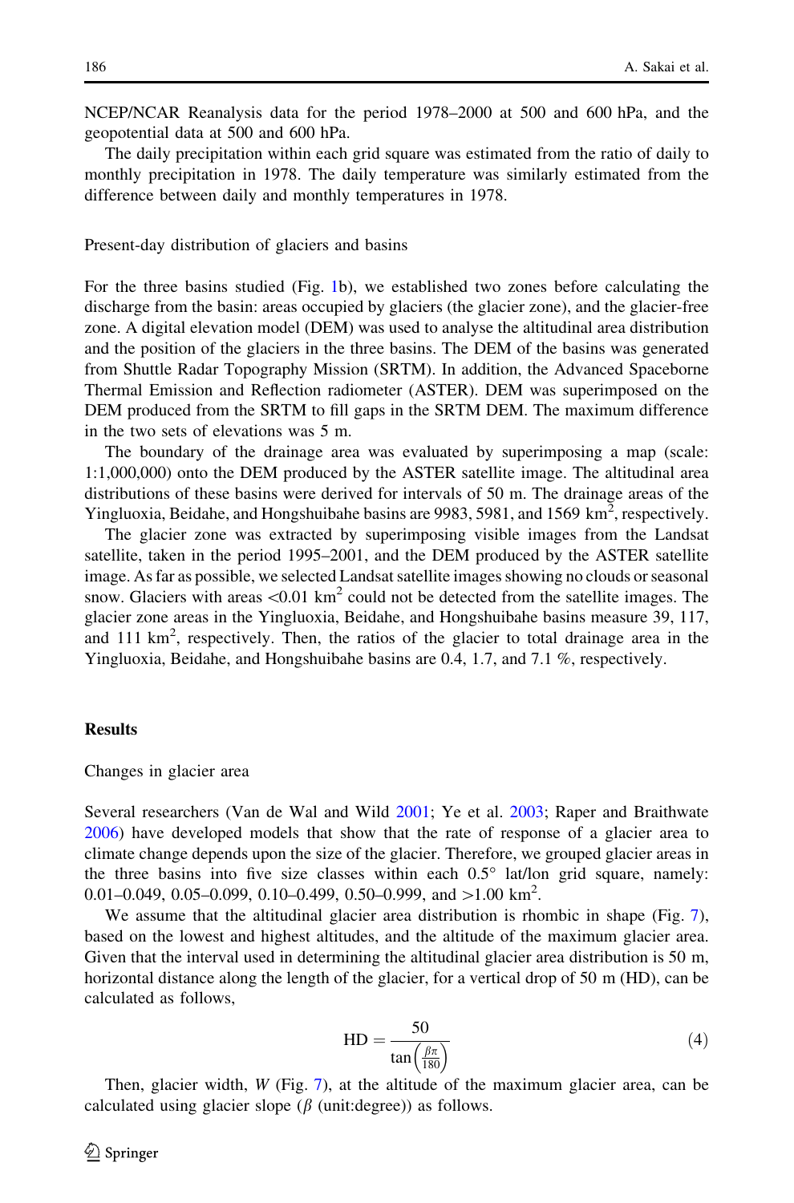NCEP/NCAR Reanalysis data for the period 1978–2000 at 500 and 600 hPa, and the geopotential data at 500 and 600 hPa.

The daily precipitation within each grid square was estimated from the ratio of daily to monthly precipitation in 1978. The daily temperature was similarly estimated from the difference between daily and monthly temperatures in 1978.

### Present-day distribution of glaciers and basins

For the three basins studied (Fig. 1b), we established two zones before calculating the discharge from the basin: areas occupied by glaciers (the glacier zone), and the glacier-free zone. A digital elevation model (DEM) was used to analyse the altitudinal area distribution and the position of the glaciers in the three basins. The DEM of the basins was generated from Shuttle Radar Topography Mission (SRTM). In addition, the Advanced Spaceborne Thermal Emission and Reflection radiometer (ASTER). DEM was superimposed on the DEM produced from the SRTM to fill gaps in the SRTM DEM. The maximum difference in the two sets of elevations was 5 m.

The boundary of the drainage area was evaluated by superimposing a map (scale: 1:1,000,000) onto the DEM produced by the ASTER satellite image. The altitudinal area distributions of these basins were derived for intervals of 50 m. The drainage areas of the Yingluoxia, Beidahe, and Hongshuibahe basins are 9983, 5981, and 1569 $km^2$, respectively.

The glacier zone was extracted by superimposing visible images from the Landsat satellite, taken in the period 1995–2001, and the DEM produced by the ASTER satellite image. As far as possible, we selected Landsat satellite images showing no clouds or seasonal snow. Glaciers with areas <0.01 $km^2$ could not be detected from the satellite images. The glacier zone areas in the Yingluoxia, Beidahe, and Hongshuibahe basins measure 39, 117, and 111 $km^2$, respectively. Then, the ratios of the glacier to total drainage area in the Yingluoxia, Beidahe, and Hongshuibahe basins are 0.4, 1.7, and 7.1 %, respectively.

## Results

### Changes in glacier area

Several researchers (Van de Wal and Wild 2001; Ye et al. 2003; Raper and Braithwate 2006) have developed models that show that the rate of response of a glacier area to climate change depends upon the size of the glacier. Therefore, we grouped glacier areas in the three basins into five size classes within each 0.5° lat/lon grid square, namely: 0.01–0.049, 0.05–0.099, 0.10–0.499, 0.50–0.999, and >1.00 $km^2$.

We assume that the altitudinal glacier area distribution is rhombic in shape (Fig. 7), based on the lowest and highest altitudes, and the altitude of the maximum glacier area. Given that the interval used in determining the altitudinal glacier area distribution is 50 m, horizontal distance along the length of the glacier, for a vertical drop of 50 m (HD), can be calculated as follows,

$$\mathrm{HD} = \frac{50}{\tan\left(\frac{\beta\pi}{180}\right)} \tag{4}$$

Then, glacier width, $W$ (Fig. 7), at the altitude of the maximum glacier area, can be calculated using glacier slope ($\beta$ (unit:degree)) as follows.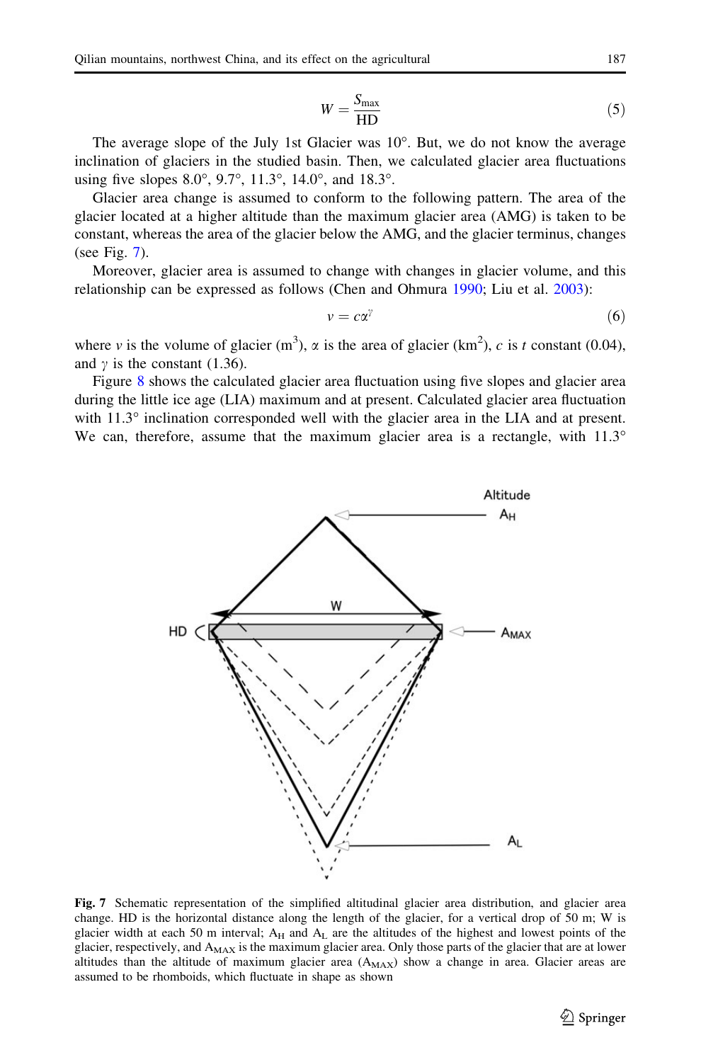$$W = \frac{S_{max}}{HD} \tag{5}$$

The average slope of the July 1st Glacier was 10°. But, we do not know the average inclination of glaciers in the studied basin. Then, we calculated glacier area fluctuations using five slopes 8.0°, 9.7°, 11.3°, 14.0°, and 18.3°.

Glacier area change is assumed to conform to the following pattern. The area of the glacier located at a higher altitude than the maximum glacier area (AMG) is taken to be constant, whereas the area of the glacier below the AMG, and the glacier terminus, changes (see Fig. 7).

Moreover, glacier area is assumed to change with changes in glacier volume, and this relationship can be expressed as follows (Chen and Ohmura 1990; Liu et al. 2003):

$$v = c\alpha^{\gamma} \tag{6}$$

where $v$ is the volume of glacier ($m^3$), $\alpha$ is the area of glacier ($km^2$), $c$ is $t$ constant (0.04), and $\gamma$ is the constant (1.36).

Figure 8 shows the calculated glacier area fluctuation using five slopes and glacier area during the little ice age (LIA) maximum and at present. Calculated glacier area fluctuation with 11.3° inclination corresponded well with the glacier area in the LIA and at present. We can, therefore, assume that the maximum glacier area is a rectangle, with 11.3°

**Fig. 7** Schematic representation of the simplified altitudinal glacier area distribution, and glacier area change. HD is the horizontal distance along the length of the glacier, for a vertical drop of 50 m; W is glacier width at each 50 m interval; $A_H$ and $A_L$ are the altitudes of the highest and lowest points of the glacier, respectively, and $A_{MAX}$ is the maximum glacier area. Only those parts of the glacier that are at lower altitudes than the altitude of maximum glacier area ($A_{MAX}$) show a change in area. Glacier areas are assumed to be rhomboids, which fluctuate in shape as shown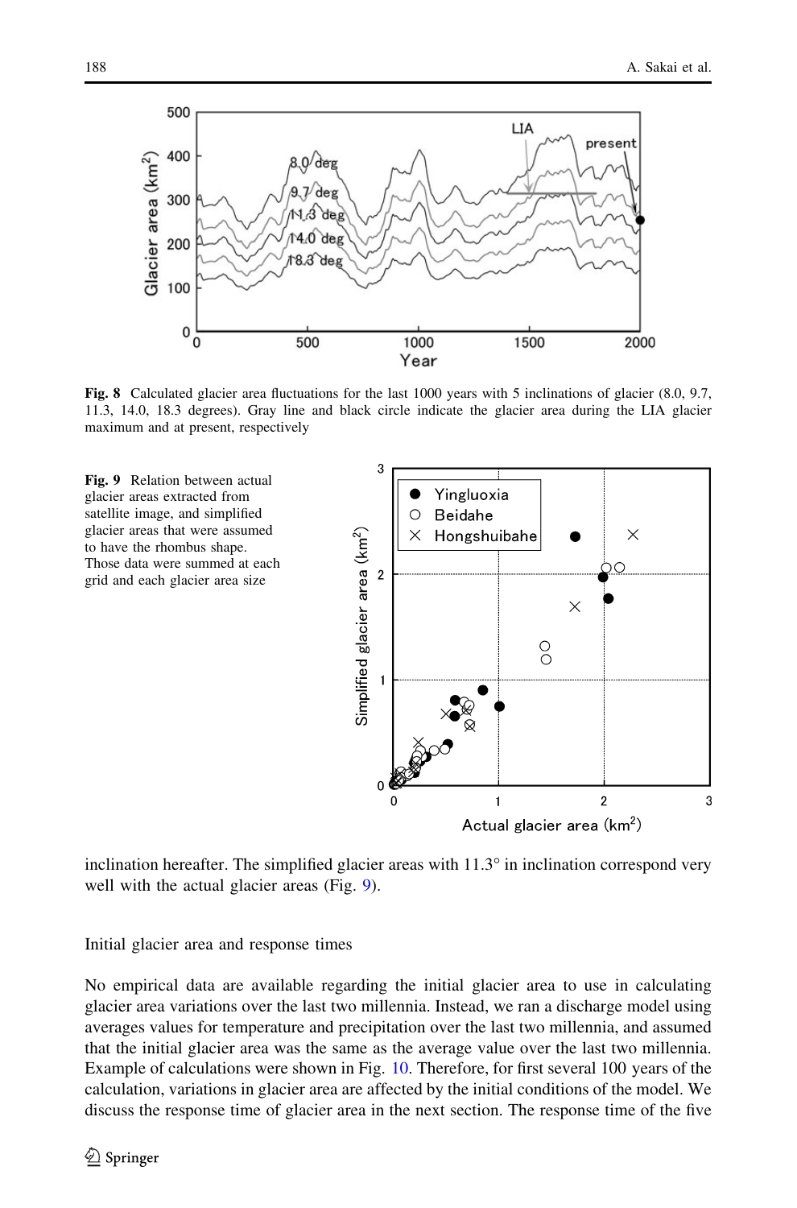**Fig. 8** Calculated glacier area fluctuations for the last 1000 years with 5 inclinations of glacier (8.0, 9.7, 11.3, 14.0, 18.3 degrees). Gray line and black circle indicate the glacier area during the LIA glacier maximum and at present, respectively

**Fig. 9** Relation between actual glacier areas extracted from satellite image, and simplified glacier areas that were assumed to have the rhombus shape. Those data were summed at each grid and each glacier area size

inclination hereafter. The simplified glacier areas with 11.3° in inclination correspond very well with the actual glacier areas (Fig. 9).

Initial glacier area and response times

No empirical data are available regarding the initial glacier area to use in calculating glacier area variations over the last two millennia. Instead, we ran a discharge model using averages values for temperature and precipitation over the last two millennia, and assumed that the initial glacier area was the same as the average value over the last two millennia. Example of calculations were shown in Fig. 10. Therefore, for first several 100 years of the calculation, variations in glacier area are affected by the initial conditions of the model. We discuss the response time of glacier area in the next section. The response time of the five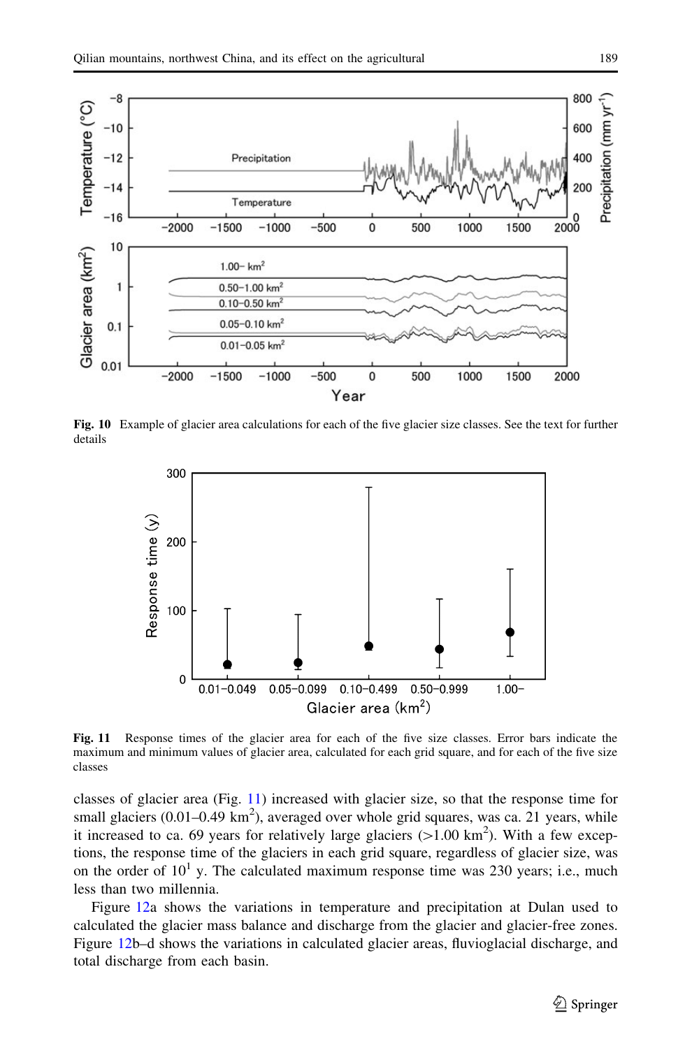**Fig. 10** Example of glacier area calculations for each of the five glacier size classes. See the text for further details

**Fig. 11** Response times of the glacier area for each of the five size classes. Error bars indicate the maximum and minimum values of glacier area, calculated for each grid square, and for each of the five size classes

classes of glacier area (Fig. 11) increased with glacier size, so that the response time for small glaciers (0.01–0.49 $km^2$), averaged over whole grid squares, was ca. 21 years, while it increased to ca. 69 years for relatively large glaciers (>1.00 $km^2$). With a few exceptions, the response time of the glaciers in each grid square, regardless of glacier size, was on the order of $10^1$ y. The calculated maximum response time was 230 years; i.e., much less than two millennia.

Figure 12a shows the variations in temperature and precipitation at Dulan used to calculated the glacier mass balance and discharge from the glacier and glacier-free zones. Figure 12b–d shows the variations in calculated glacier areas, fluvioglacial discharge, and total discharge from each basin.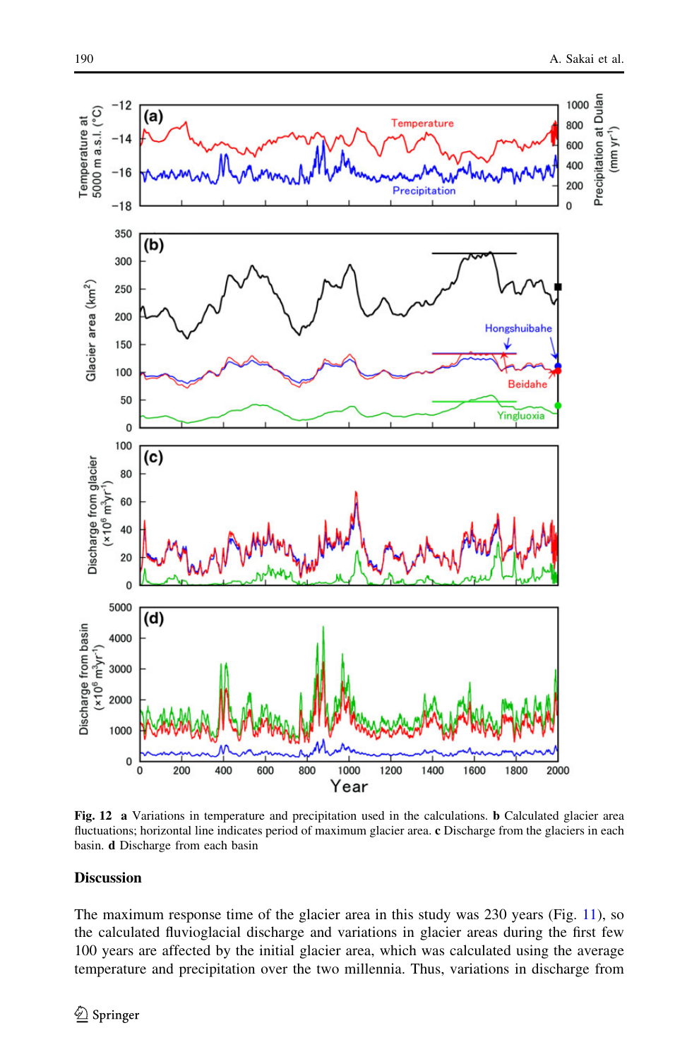**Fig. 12** **a** Variations in temperature and precipitation used in the calculations. **b** Calculated glacier area fluctuations; horizontal line indicates period of maximum glacier area. **c** Discharge from the glaciers in each basin. **d** Discharge from each basin

## Discussion

The maximum response time of the glacier area in this study was 230 years (Fig. 11), so the calculated fluvioglacial discharge and variations in glacier areas during the first few 100 years are affected by the initial glacier area, which was calculated using the average temperature and precipitation over the two millennia. Thus, variations in discharge from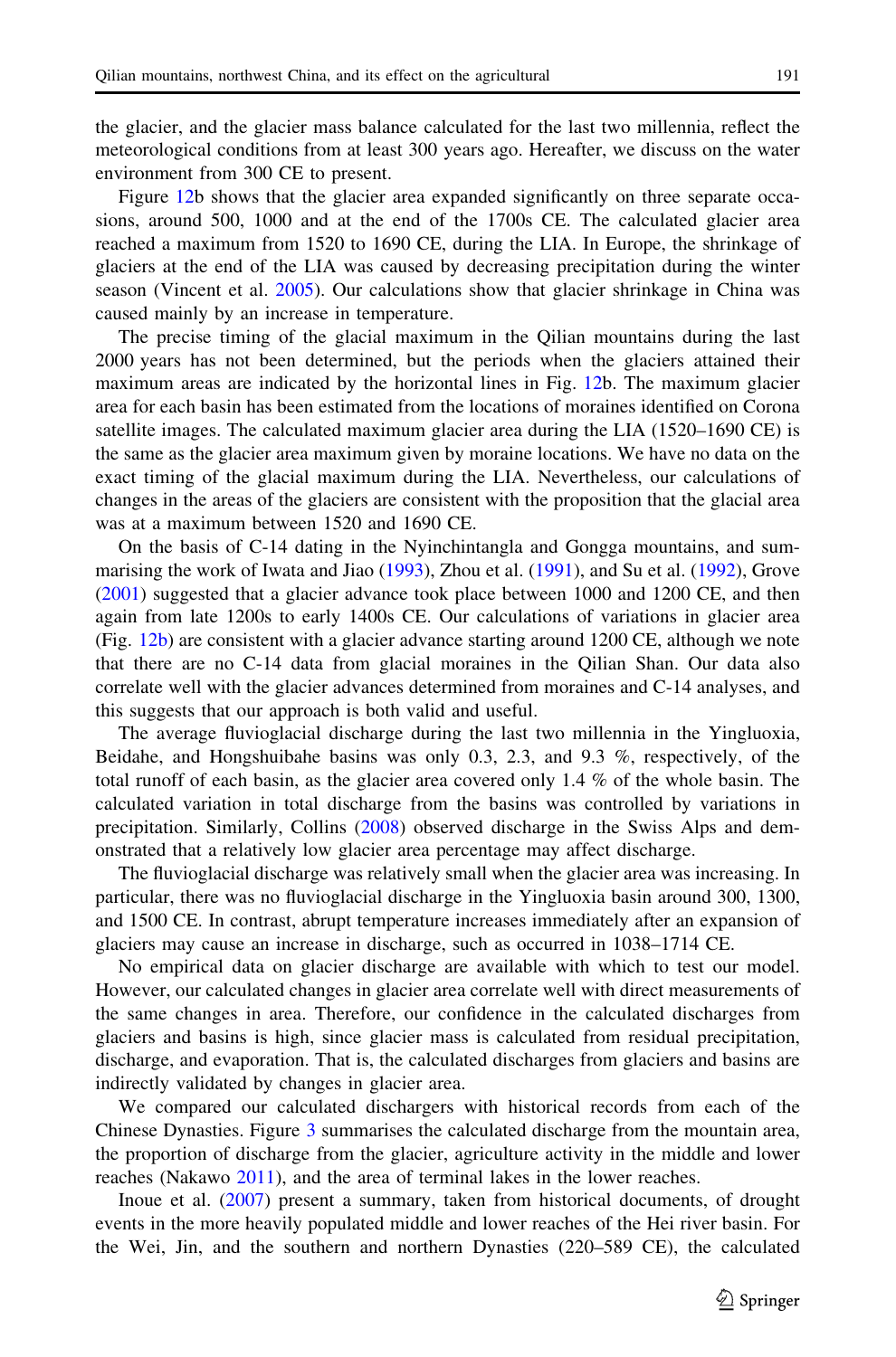the glacier, and the glacier mass balance calculated for the last two millennia, reflect the meteorological conditions from at least 300 years ago. Hereafter, we discuss on the water environment from 300 CE to present.

Figure 12b shows that the glacier area expanded significantly on three separate occasions, around 500, 1000 and at the end of the 1700s CE. The calculated glacier area reached a maximum from 1520 to 1690 CE, during the LIA. In Europe, the shrinkage of glaciers at the end of the LIA was caused by decreasing precipitation during the winter season (Vincent et al. 2005). Our calculations show that glacier shrinkage in China was caused mainly by an increase in temperature.

The precise timing of the glacial maximum in the Qilian mountains during the last 2000 years has not been determined, but the periods when the glaciers attained their maximum areas are indicated by the horizontal lines in Fig. 12b. The maximum glacier area for each basin has been estimated from the locations of moraines identified on Corona satellite images. The calculated maximum glacier area during the LIA (1520–1690 CE) is the same as the glacier area maximum given by moraine locations. We have no data on the exact timing of the glacial maximum during the LIA. Nevertheless, our calculations of changes in the areas of the glaciers are consistent with the proposition that the glacial area was at a maximum between 1520 and 1690 CE.

On the basis of C-14 dating in the Nyinchintangla and Gongga mountains, and summarising the work of Iwata and Jiao (1993), Zhou et al. (1991), and Su et al. (1992), Grove (2001) suggested that a glacier advance took place between 1000 and 1200 CE, and then again from late 1200s to early 1400s CE. Our calculations of variations in glacier area (Fig. 12b) are consistent with a glacier advance starting around 1200 CE, although we note that there are no C-14 data from glacial moraines in the Qilian Shan. Our data also correlate well with the glacier advances determined from moraines and C-14 analyses, and this suggests that our approach is both valid and useful.

The average fluvioglacial discharge during the last two millennia in the Yingluoxia, Beidahe, and Hongshuibahe basins was only 0.3, 2.3, and 9.3 %, respectively, of the total runoff of each basin, as the glacier area covered only 1.4 % of the whole basin. The calculated variation in total discharge from the basins was controlled by variations in precipitation. Similarly, Collins (2008) observed discharge in the Swiss Alps and demonstrated that a relatively low glacier area percentage may affect discharge.

The fluvioglacial discharge was relatively small when the glacier area was increasing. In particular, there was no fluvioglacial discharge in the Yingluoxia basin around 300, 1300, and 1500 CE. In contrast, abrupt temperature increases immediately after an expansion of glaciers may cause an increase in discharge, such as occurred in 1038–1714 CE.

No empirical data on glacier discharge are available with which to test our model. However, our calculated changes in glacier area correlate well with direct measurements of the same changes in area. Therefore, our confidence in the calculated discharges from glaciers and basins is high, since glacier mass is calculated from residual precipitation, discharge, and evaporation. That is, the calculated discharges from glaciers and basins are indirectly validated by changes in glacier area.

We compared our calculated dischargers with historical records from each of the Chinese Dynasties. Figure 3 summarises the calculated discharge from the mountain area, the proportion of discharge from the glacier, agriculture activity in the middle and lower reaches (Nakawo 2011), and the area of terminal lakes in the lower reaches.

Inoue et al. (2007) present a summary, taken from historical documents, of drought events in the more heavily populated middle and lower reaches of the Hei river basin. For the Wei, Jin, and the southern and northern Dynasties (220–589 CE), the calculated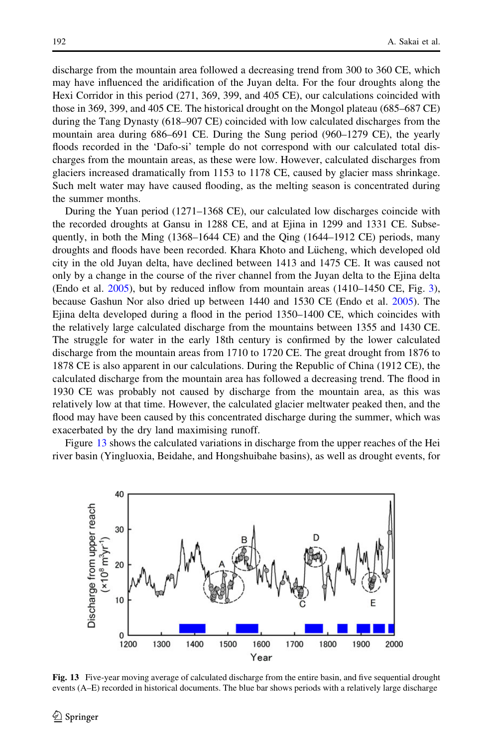discharge from the mountain area followed a decreasing trend from 300 to 360 CE, which may have influenced the aridification of the Juyan delta. For the four droughts along the Hexi Corridor in this period (271, 369, 399, and 405 CE), our calculations coincided with those in 369, 399, and 405 CE. The historical drought on the Mongol plateau (685–687 CE) during the Tang Dynasty (618–907 CE) coincided with low calculated discharges from the mountain area during 686–691 CE. During the Sung period (960–1279 CE), the yearly floods recorded in the 'Dafo-si' temple do not correspond with our calculated total discharges from the mountain areas, as these were low. However, calculated discharges from glaciers increased dramatically from 1153 to 1178 CE, caused by glacier mass shrinkage. Such melt water may have caused flooding, as the melting season is concentrated during the summer months.

During the Yuan period (1271–1368 CE), our calculated low discharges coincide with the recorded droughts at Gansu in 1288 CE, and at Ejina in 1299 and 1331 CE. Subsequently, in both the Ming (1368–1644 CE) and the Qing (1644–1912 CE) periods, many droughts and floods have been recorded. Khara Khoto and Lücheng, which developed old city in the old Juyan delta, have declined between 1413 and 1475 CE. It was caused not only by a change in the course of the river channel from the Juyan delta to the Ejina delta (Endo et al. 2005), but by reduced inflow from mountain areas (1410–1450 CE, Fig. 3), because Gashun Nor also dried up between 1440 and 1530 CE (Endo et al. 2005). The Ejina delta developed during a flood in the period 1350–1400 CE, which coincides with the relatively large calculated discharge from the mountains between 1355 and 1430 CE. The struggle for water in the early 18th century is confirmed by the lower calculated discharge from the mountain areas from 1710 to 1720 CE. The great drought from 1876 to 1878 CE is also apparent in our calculations. During the Republic of China (1912 CE), the calculated discharge from the mountain area has followed a decreasing trend. The flood in 1930 CE was probably not caused by discharge from the mountain area, as this was relatively low at that time. However, the calculated glacier meltwater peaked then, and the flood may have been caused by this concentrated discharge during the summer, which was exacerbated by the dry land maximising runoff.

Figure 13 shows the calculated variations in discharge from the upper reaches of the Hei river basin (Yingluoxia, Beidahe, and Hongshuibahe basins), as well as drought events, for

**Fig. 13** Five-year moving average of calculated discharge from the entire basin, and five sequential drought events (A–E) recorded in historical documents. The blue bar shows periods with a relatively large discharge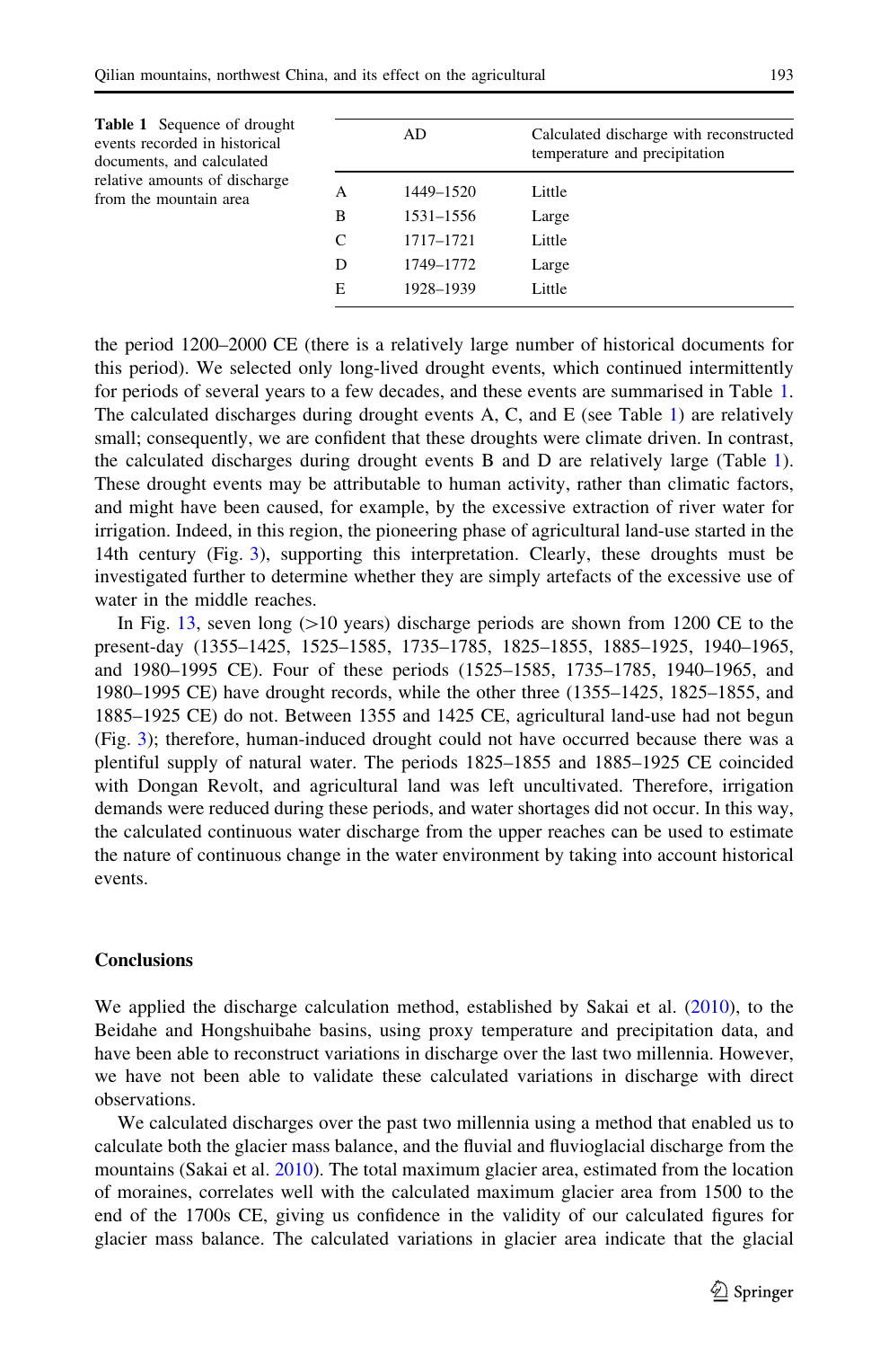**Table 1** Sequence of drought events recorded in historical documents, and calculated relative amounts of discharge from the mountain area

| | AD | Calculated discharge with reconstructed temperature and precipitation |
|---|---|---|
| A | 1449–1520 | Little |
| B | 1531–1556 | Large |
| C | 1717–1721 | Little |
| D | 1749–1772 | Large |
| E | 1928–1939 | Little |

the period 1200–2000 CE (there is a relatively large number of historical documents for this period). We selected only long-lived drought events, which continued intermittently for periods of several years to a few decades, and these events are summarised in Table 1. The calculated discharges during drought events A, C, and E (see Table 1) are relatively small; consequently, we are confident that these droughts were climate driven. In contrast, the calculated discharges during drought events B and D are relatively large (Table 1). These drought events may be attributable to human activity, rather than climatic factors, and might have been caused, for example, by the excessive extraction of river water for irrigation. Indeed, in this region, the pioneering phase of agricultural land-use started in the 14th century (Fig. 3), supporting this interpretation. Clearly, these droughts must be investigated further to determine whether they are simply artefacts of the excessive use of water in the middle reaches.

In Fig. 13, seven long (>10 years) discharge periods are shown from 1200 CE to the present-day (1355–1425, 1525–1585, 1735–1785, 1825–1855, 1885–1925, 1940–1965, and 1980–1995 CE). Four of these periods (1525–1585, 1735–1785, 1940–1965, and 1980–1995 CE) have drought records, while the other three (1355–1425, 1825–1855, and 1885–1925 CE) do not. Between 1355 and 1425 CE, agricultural land-use had not begun (Fig. 3); therefore, human-induced drought could not have occurred because there was a plentiful supply of natural water. The periods 1825–1855 and 1885–1925 CE coincided with Dongan Revolt, and agricultural land was left uncultivated. Therefore, irrigation demands were reduced during these periods, and water shortages did not occur. In this way, the calculated continuous water discharge from the upper reaches can be used to estimate the nature of continuous change in the water environment by taking into account historical events.

## Conclusions

We applied the discharge calculation method, established by Sakai et al. (2010), to the Beidahe and Hongshuibahe basins, using proxy temperature and precipitation data, and have been able to reconstruct variations in discharge over the last two millennia. However, we have not been able to validate these calculated variations in discharge with direct observations.

We calculated discharges over the past two millennia using a method that enabled us to calculate both the glacier mass balance, and the fluvial and fluvioglacial discharge from the mountains (Sakai et al. 2010). The total maximum glacier area, estimated from the location of moraines, correlates well with the calculated maximum glacier area from 1500 to the end of the 1700s CE, giving us confidence in the validity of our calculated figures for glacier mass balance. The calculated variations in glacier area indicate that the glacial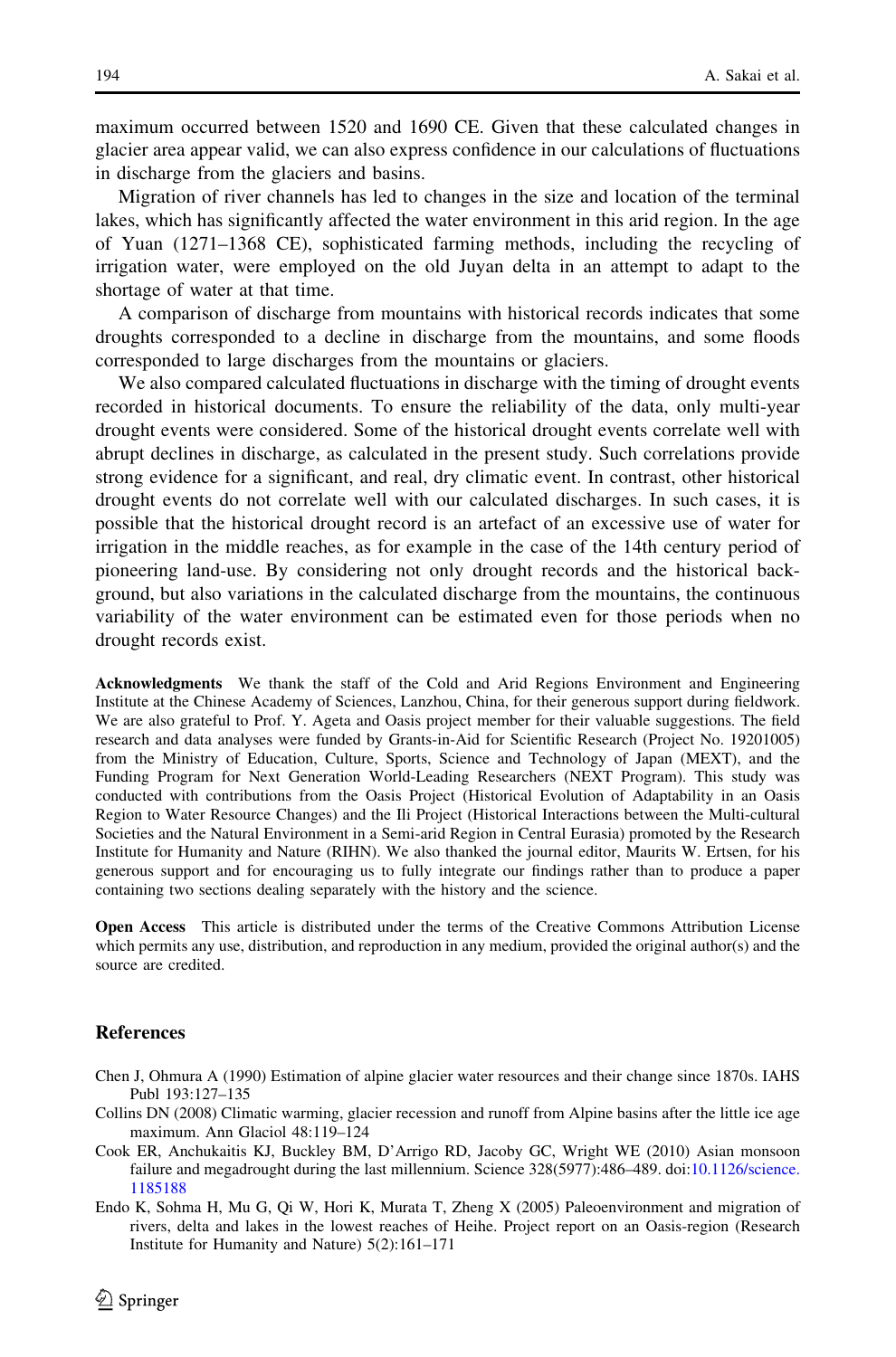maximum occurred between 1520 and 1690 CE. Given that these calculated changes in glacier area appear valid, we can also express confidence in our calculations of fluctuations in discharge from the glaciers and basins.

Migration of river channels has led to changes in the size and location of the terminal lakes, which has significantly affected the water environment in this arid region. In the age of Yuan (1271–1368 CE), sophisticated farming methods, including the recycling of irrigation water, were employed on the old Juyan delta in an attempt to adapt to the shortage of water at that time.

A comparison of discharge from mountains with historical records indicates that some droughts corresponded to a decline in discharge from the mountains, and some floods corresponded to large discharges from the mountains or glaciers.

We also compared calculated fluctuations in discharge with the timing of drought events recorded in historical documents. To ensure the reliability of the data, only multi-year drought events were considered. Some of the historical drought events correlate well with abrupt declines in discharge, as calculated in the present study. Such correlations provide strong evidence for a significant, and real, dry climatic event. In contrast, other historical drought events do not correlate well with our calculated discharges. In such cases, it is possible that the historical drought record is an artefact of an excessive use of water for irrigation in the middle reaches, as for example in the case of the 14th century period of pioneering land-use. By considering not only drought records and the historical background, but also variations in the calculated discharge from the mountains, the continuous variability of the water environment can be estimated even for those periods when no drought records exist.

**Acknowledgments** We thank the staff of the Cold and Arid Regions Environment and Engineering Institute at the Chinese Academy of Sciences, Lanzhou, China, for their generous support during fieldwork. We are also grateful to Prof. Y. Ageta and Oasis project member for their valuable suggestions. The field research and data analyses were funded by Grants-in-Aid for Scientific Research (Project No. 19201005) from the Ministry of Education, Culture, Sports, Science and Technology of Japan (MEXT), and the Funding Program for Next Generation World-Leading Researchers (NEXT Program). This study was conducted with contributions from the Oasis Project (Historical Evolution of Adaptability in an Oasis Region to Water Resource Changes) and the Ili Project (Historical Interactions between the Multi-cultural Societies and the Natural Environment in a Semi-arid Region in Central Eurasia) promoted by the Research Institute for Humanity and Nature (RIHN). We also thanked the journal editor, Maurits W. Ertsen, for his generous support and for encouraging us to fully integrate our findings rather than to produce a paper containing two sections dealing separately with the history and the science.

**Open Access** This article is distributed under the terms of the Creative Commons Attribution License which permits any use, distribution, and reproduction in any medium, provided the original author(s) and the source are credited.

## References

Chen J, Ohmura A (1990) Estimation of alpine glacier water resources and their change since 1870s. IAHS Publ 193:127–135

Collins DN (2008) Climatic warming, glacier recession and runoff from Alpine basins after the little ice age maximum. Ann Glaciol 48:119–124

Cook ER, Anchukaitis KJ, Buckley BM, D'Arrigo RD, Jacoby GC, Wright WE (2010) Asian monsoon failure and megadrought during the last millennium. Science 328(5977):486–489. doi:10.1126/science.1185188

Endo K, Sohma H, Mu G, Qi W, Hori K, Murata T, Zheng X (2005) Paleoenvironment and migration of rivers, delta and lakes in the lowest reaches of Heihe. Project report on an Oasis-region (Research Institute for Humanity and Nature) 5(2):161–171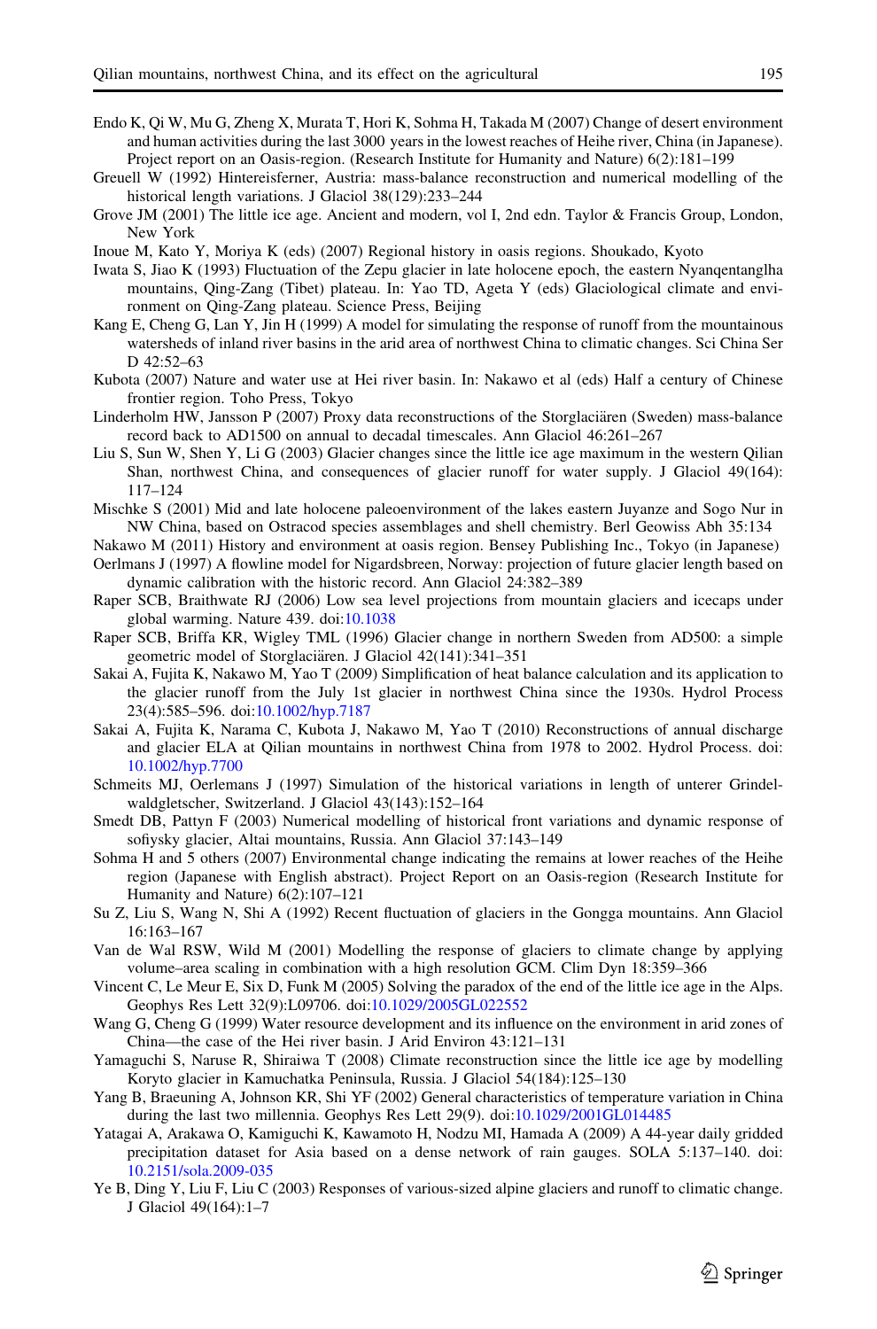Endo K, Qi W, Mu G, Zheng X, Murata T, Hori K, Sohma H, Takada M (2007) Change of desert environment and human activities during the last 3000 years in the lowest reaches of Heihe river, China (in Japanese). Project report on an Oasis-region. (Research Institute for Humanity and Nature) 6(2):181–199

Greuell W (1992) Hintereisferner, Austria: mass-balance reconstruction and numerical modelling of the historical length variations. J Glaciol 38(129):233–244

Grove JM (2001) The little ice age. Ancient and modern, vol I, 2nd edn. Taylor & Francis Group, London, New York

Inoue M, Kato Y, Moriya K (eds) (2007) Regional history in oasis regions. Shoukado, Kyoto

Iwata S, Jiao K (1993) Fluctuation of the Zepu glacier in late holocene epoch, the eastern Nyanqentanglha mountains, Qing-Zang (Tibet) plateau. In: Yao TD, Ageta Y (eds) Glaciological climate and environment on Qing-Zang plateau. Science Press, Beijing

Kang E, Cheng G, Lan Y, Jin H (1999) A model for simulating the response of runoff from the mountainous watersheds of inland river basins in the arid area of northwest China to climatic changes. Sci China Ser D 42:52–63

Kubota (2007) Nature and water use at Hei river basin. In: Nakawo et al (eds) Half a century of Chinese frontier region. Toho Press, Tokyo

Linderholm HW, Jansson P (2007) Proxy data reconstructions of the Storglaciären (Sweden) mass-balance record back to AD1500 on annual to decadal timescales. Ann Glaciol 46:261–267

Liu S, Sun W, Shen Y, Li G (2003) Glacier changes since the little ice age maximum in the western Qilian Shan, northwest China, and consequences of glacier runoff for water supply. J Glaciol 49(164): 117–124

Mischke S (2001) Mid and late holocene paleoenvironment of the lakes eastern Juyanze and Sogo Nur in NW China, based on Ostracod species assemblages and shell chemistry. Berl Geowiss Abh 35:134

Nakawo M (2011) History and environment at oasis region. Bensey Publishing Inc., Tokyo (in Japanese)

Oerlmans J (1997) A flowline model for Nigardsbreen, Norway: projection of future glacier length based on dynamic calibration with the historic record. Ann Glaciol 24:382–389

Raper SCB, Braithwaite RJ (2006) Low sea level projections from mountain glaciers and icecaps under global warming. Nature 439. doi:10.1038

Raper SCB, Briffa KR, Wigley TML (1996) Glacier change in northern Sweden from AD500: a simple geometric model of Storglaciären. J Glaciol 42(141):341–351

Sakai A, Fujita K, Nakawo M, Yao T (2009) Simplification of heat balance calculation and its application to the glacier runoff from the July 1st glacier in northwest China since the 1930s. Hydrol Process 23(4):585–596. doi:10.1002/hyp.7187

Sakai A, Fujita K, Narama C, Kubota J, Nakawo M, Yao T (2010) Reconstructions of annual discharge and glacier ELA at Qilian mountains in northwest China from 1978 to 2002. Hydrol Process. doi: 10.1002/hyp.7700

Schmeits MJ, Oerlemans J (1997) Simulation of the historical variations in length of unterer Grindelwaldgletscher, Switzerland. J Glaciol 43(143):152–164

Smedt DB, Pattyn F (2003) Numerical modelling of historical front variations and dynamic response of sofiysky glacier, Altai mountains, Russia. Ann Glaciol 37:143–149

Sohma H and 5 others (2007) Environmental change indicating the remains at lower reaches of the Heihe region (Japanese with English abstract). Project Report on an Oasis-region (Research Institute for Humanity and Nature) 6(2):107–121

Su Z, Liu S, Wang N, Shi A (1992) Recent fluctuation of glaciers in the Gongga mountains. Ann Glaciol 16:163–167

Van de Wal RSW, Wild M (2001) Modelling the response of glaciers to climate change by applying volume–area scaling in combination with a high resolution GCM. Clim Dyn 18:359–366

Vincent C, Le Meur E, Six D, Funk M (2005) Solving the paradox of the end of the little ice age in the Alps. Geophys Res Lett 32(9):L09706. doi:10.1029/2005GL022552

Wang G, Cheng G (1999) Water resource development and its influence on the environment in arid zones of China—the case of the Hei river basin. J Arid Environ 43:121–131

Yamaguchi S, Naruse R, Shiraiwa T (2008) Climate reconstruction since the little ice age by modelling Koryto glacier in Kamuchatka Peninsula, Russia. J Glaciol 54(184):125–130

Yang B, Braeuning A, Johnson KR, Shi YF (2002) General characteristics of temperature variation in China during the last two millennia. Geophys Res Lett 29(9). doi:10.1029/2001GL014485

Yatagai A, Arakawa O, Kamiguchi K, Kawamoto H, Nodzu MI, Hamada A (2009) A 44-year daily gridded precipitation dataset for Asia based on a dense network of rain gauges. SOLA 5:137–140. doi: 10.2151/sola.2009-035

Ye B, Ding Y, Liu F, Liu C (2003) Responses of various-sized alpine glaciers and runoff to climatic change. J Glaciol 49(164):1–7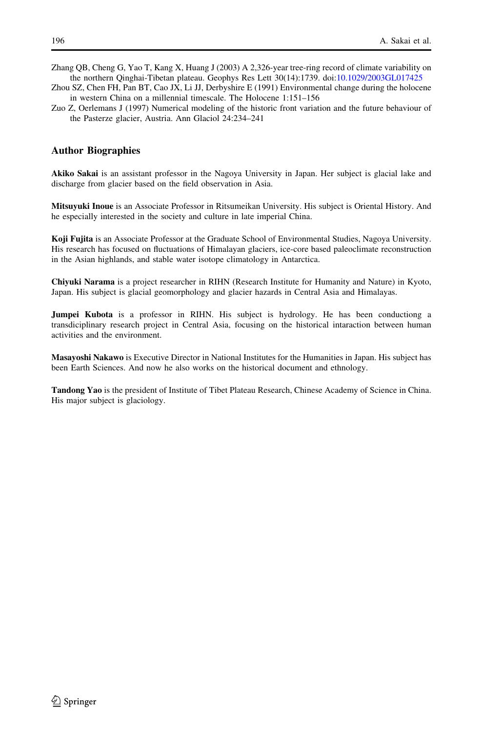Zhang QB, Cheng G, Yao T, Kang X, Huang J (2003) A 2,326-year tree-ring record of climate variability on the northern Qinghai-Tibetan plateau. Geophys Res Lett 30(14):1739. doi:10.1029/2003GL017425

Zhou SZ, Chen FH, Pan BT, Cao JX, Li JJ, Derbyshire E (1991) Environmental change during the holocene in western China on a millennial timescale. The Holocene 1:151–156

Zuo Z, Oerlemans J (1997) Numerical modeling of the historic front variation and the future behaviour of the Pasterze glacier, Austria. Ann Glaciol 24:234–241

## Author Biographies

**Akiko Sakai** is an assistant professor in the Nagoya University in Japan. Her subject is glacial lake and discharge from glacier based on the field observation in Asia.

**Mitsuyuki Inoue** is an Associate Professor in Ritsumeikan University. His subject is Oriental History. And he especially interested in the society and culture in late imperial China.

**Koji Fujita** is an Associate Professor at the Graduate School of Environmental Studies, Nagoya University. His research has focused on fluctuations of Himalayan glaciers, ice-core based paleoclimate reconstruction in the Asian highlands, and stable water isotope climatology in Antarctica.

**Chiyuki Narama** is a project researcher in RIHN (Research Institute for Humanity and Nature) in Kyoto, Japan. His subject is glacial geomorphology and glacier hazards in Central Asia and Himalayas.

**Jumpei Kubota** is a professor in RIHN. His subject is hydrology. He has been conductiong a transdiciplinary research project in Central Asia, focusing on the historical intaraction between human activities and the environment.

**Masayoshi Nakawo** is Executive Director in National Institutes for the Humanities in Japan. His subject has been Earth Sciences. And now he also works on the historical document and ethnology.

**Tandong Yao** is the president of Institute of Tibet Plateau Research, Chinese Academy of Science in China. His major subject is glaciology.